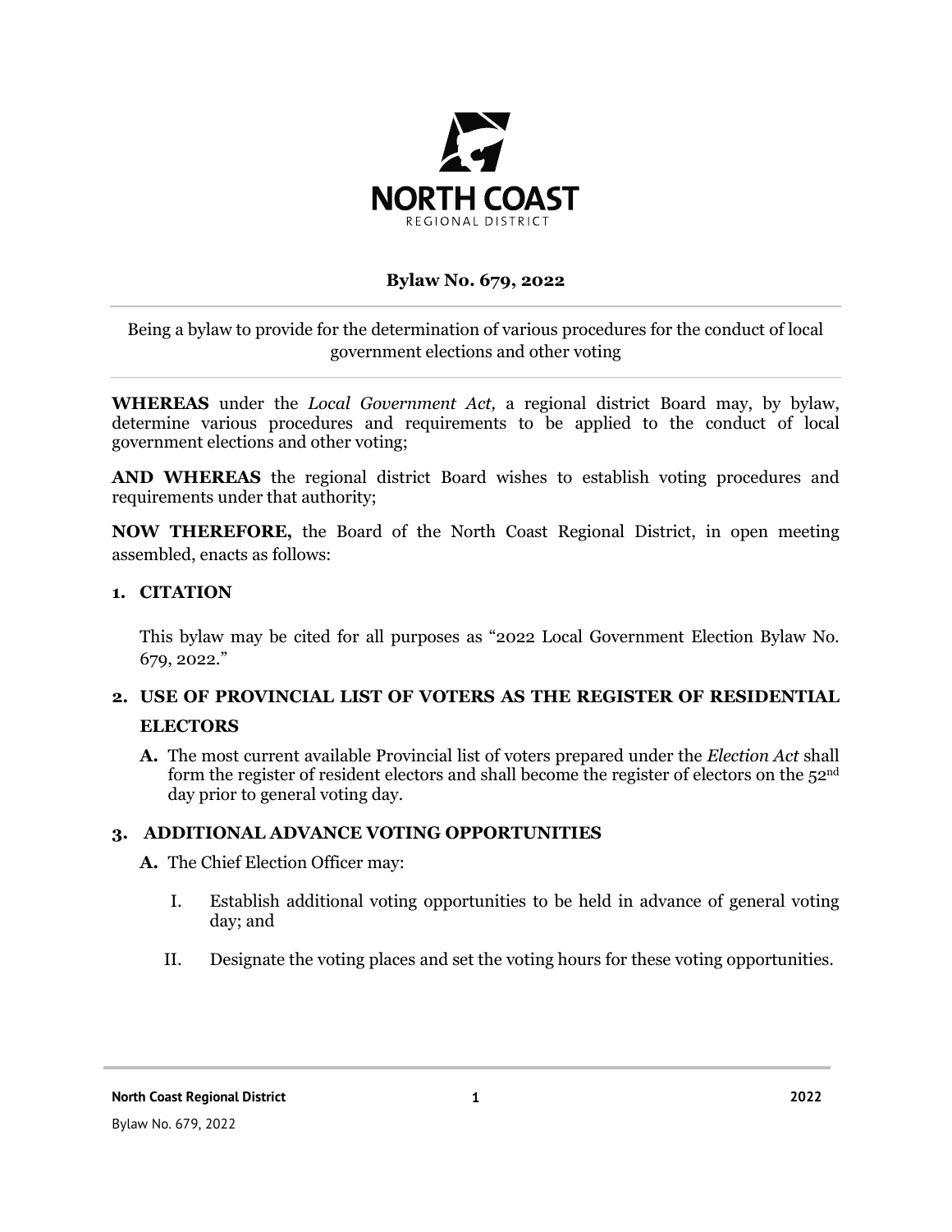NORTH COAST
REGIONAL DISTRICT

**Bylaw No. 679, 2022**

Being a bylaw to provide for the determination of various procedures for the conduct of local government elections and other voting

**WHEREAS** under the *Local Government Act,* a regional district Board may, by bylaw, determine various procedures and requirements to be applied to the conduct of local government elections and other voting;

**AND WHEREAS** the regional district Board wishes to establish voting procedures and requirements under that authority;

**NOW THEREFORE,** the Board of the North Coast Regional District, in open meeting assembled, enacts as follows:

## 1. CITATION

This bylaw may be cited for all purposes as "2022 Local Government Election Bylaw No. 679, 2022."

## 2. USE OF PROVINCIAL LIST OF VOTERS AS THE REGISTER OF RESIDENTIAL ELECTORS

**A.** The most current available Provincial list of voters prepared under the *Election Act* shall form the register of resident electors and shall become the register of electors on the 52nd day prior to general voting day.

## 3. ADDITIONAL ADVANCE VOTING OPPORTUNITIES

**A.** The Chief Election Officer may:

I. Establish additional voting opportunities to be held in advance of general voting day; and

II. Designate the voting places and set the voting hours for these voting opportunities.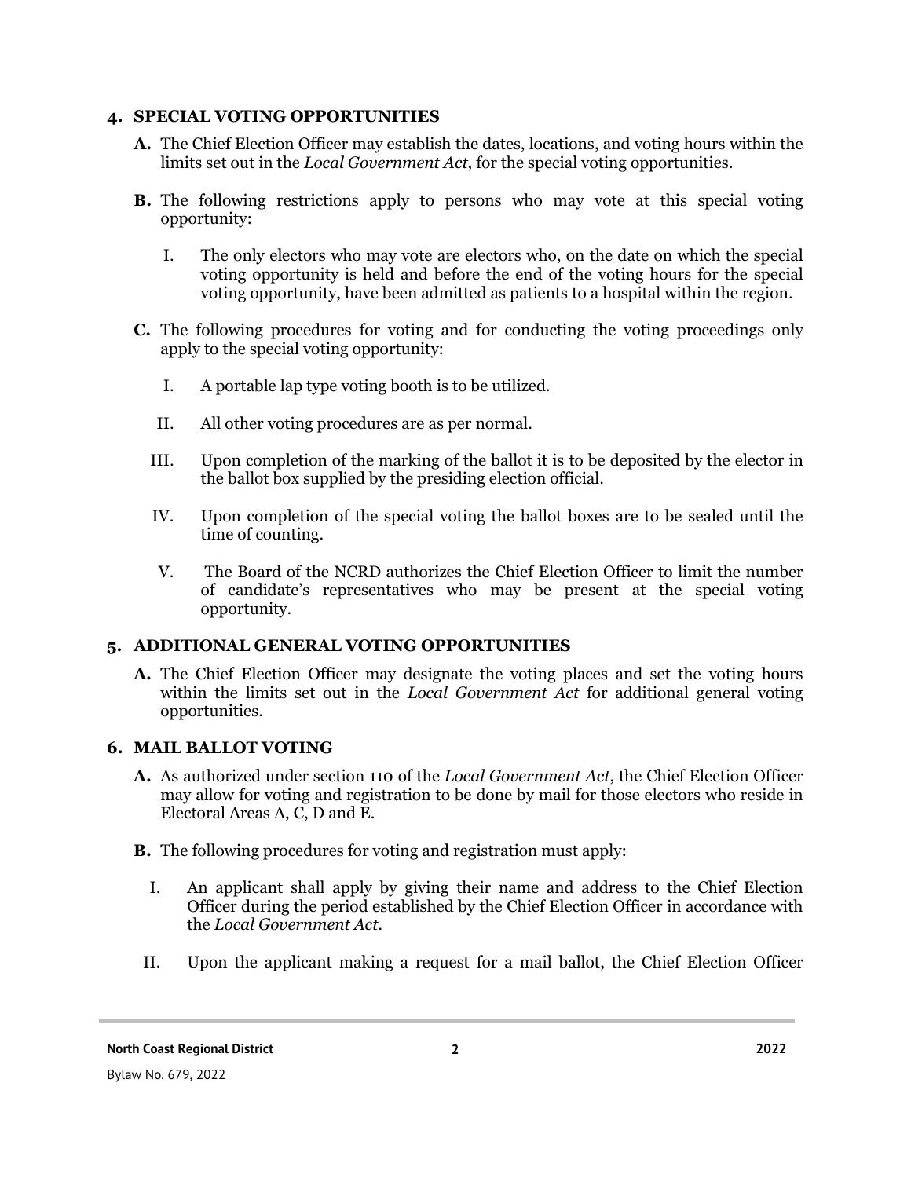## 4. SPECIAL VOTING OPPORTUNITIES

**A.** The Chief Election Officer may establish the dates, locations, and voting hours within the limits set out in the *Local Government Act*, for the special voting opportunities.

**B.** The following restrictions apply to persons who may vote at this special voting opportunity:

I. The only electors who may vote are electors who, on the date on which the special voting opportunity is held and before the end of the voting hours for the special voting opportunity, have been admitted as patients to a hospital within the region.

**C.** The following procedures for voting and for conducting the voting proceedings only apply to the special voting opportunity:

I. A portable lap type voting booth is to be utilized.

II. All other voting procedures are as per normal.

III. Upon completion of the marking of the ballot it is to be deposited by the elector in the ballot box supplied by the presiding election official.

IV. Upon completion of the special voting the ballot boxes are to be sealed until the time of counting.

V. The Board of the NCRD authorizes the Chief Election Officer to limit the number of candidate's representatives who may be present at the special voting opportunity.

## 5. ADDITIONAL GENERAL VOTING OPPORTUNITIES

**A.** The Chief Election Officer may designate the voting places and set the voting hours within the limits set out in the *Local Government Act* for additional general voting opportunities.

## 6. MAIL BALLOT VOTING

**A.** As authorized under section 110 of the *Local Government Act*, the Chief Election Officer may allow for voting and registration to be done by mail for those electors who reside in Electoral Areas A, C, D and E.

**B.** The following procedures for voting and registration must apply:

I. An applicant shall apply by giving their name and address to the Chief Election Officer during the period established by the Chief Election Officer in accordance with the *Local Government Act*.

II. Upon the applicant making a request for a mail ballot, the Chief Election Officer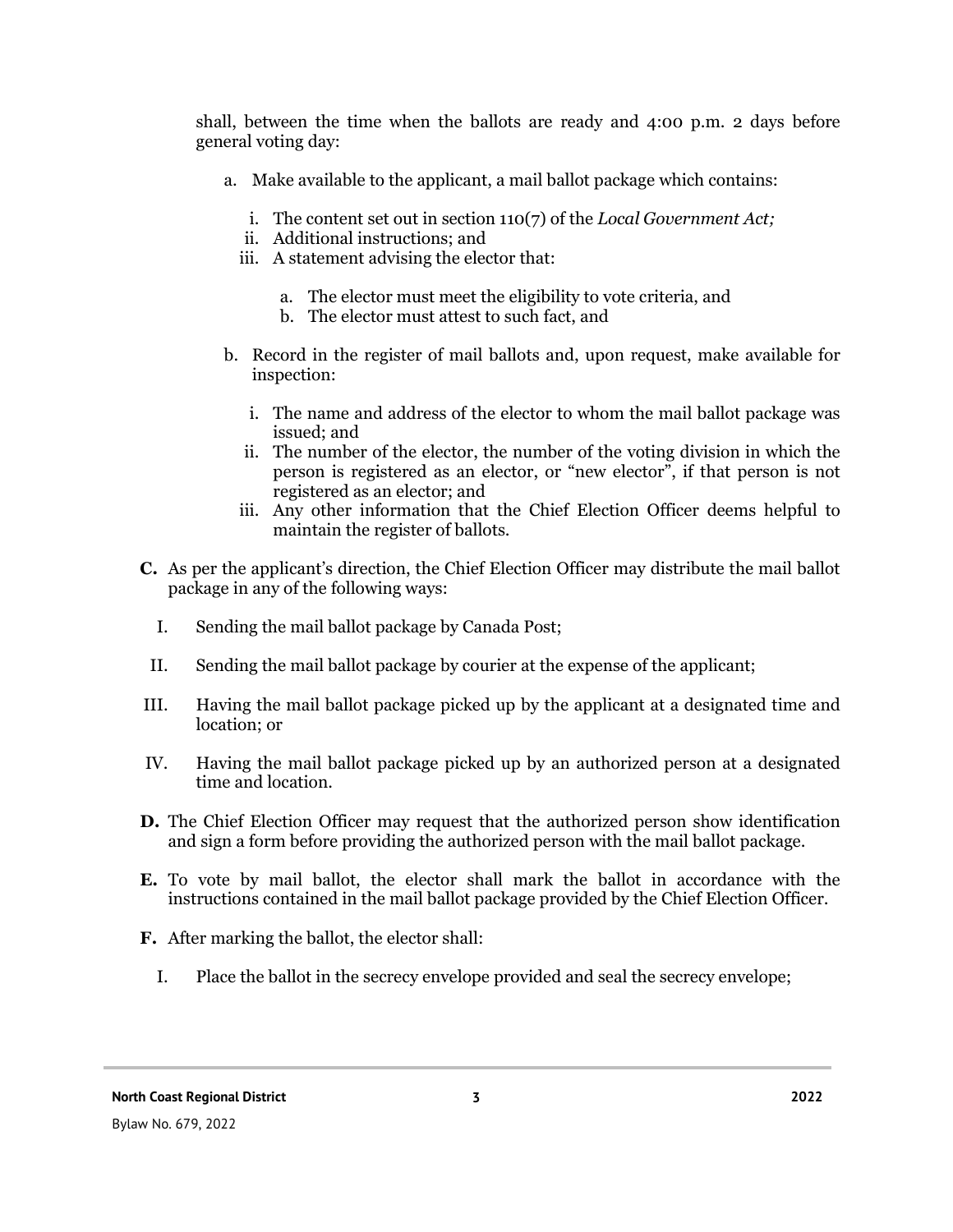shall, between the time when the ballots are ready and 4:00 p.m. 2 days before general voting day:

a. Make available to the applicant, a mail ballot package which contains:

   i. The content set out in section 110(7) of the *Local Government Act;*
   ii. Additional instructions; and
   iii. A statement advising the elector that:

      a. The elector must meet the eligibility to vote criteria, and
      b. The elector must attest to such fact, and

b. Record in the register of mail ballots and, upon request, make available for inspection:

   i. The name and address of the elector to whom the mail ballot package was issued; and
   ii. The number of the elector, the number of the voting division in which the person is registered as an elector, or "new elector", if that person is not registered as an elector; and
   iii. Any other information that the Chief Election Officer deems helpful to maintain the register of ballots.

**C.** As per the applicant's direction, the Chief Election Officer may distribute the mail ballot package in any of the following ways:

I. Sending the mail ballot package by Canada Post;

II. Sending the mail ballot package by courier at the expense of the applicant;

III. Having the mail ballot package picked up by the applicant at a designated time and location; or

IV. Having the mail ballot package picked up by an authorized person at a designated time and location.

**D.** The Chief Election Officer may request that the authorized person show identification and sign a form before providing the authorized person with the mail ballot package.

**E.** To vote by mail ballot, the elector shall mark the ballot in accordance with the instructions contained in the mail ballot package provided by the Chief Election Officer.

**F.** After marking the ballot, the elector shall:

I. Place the ballot in the secrecy envelope provided and seal the secrecy envelope;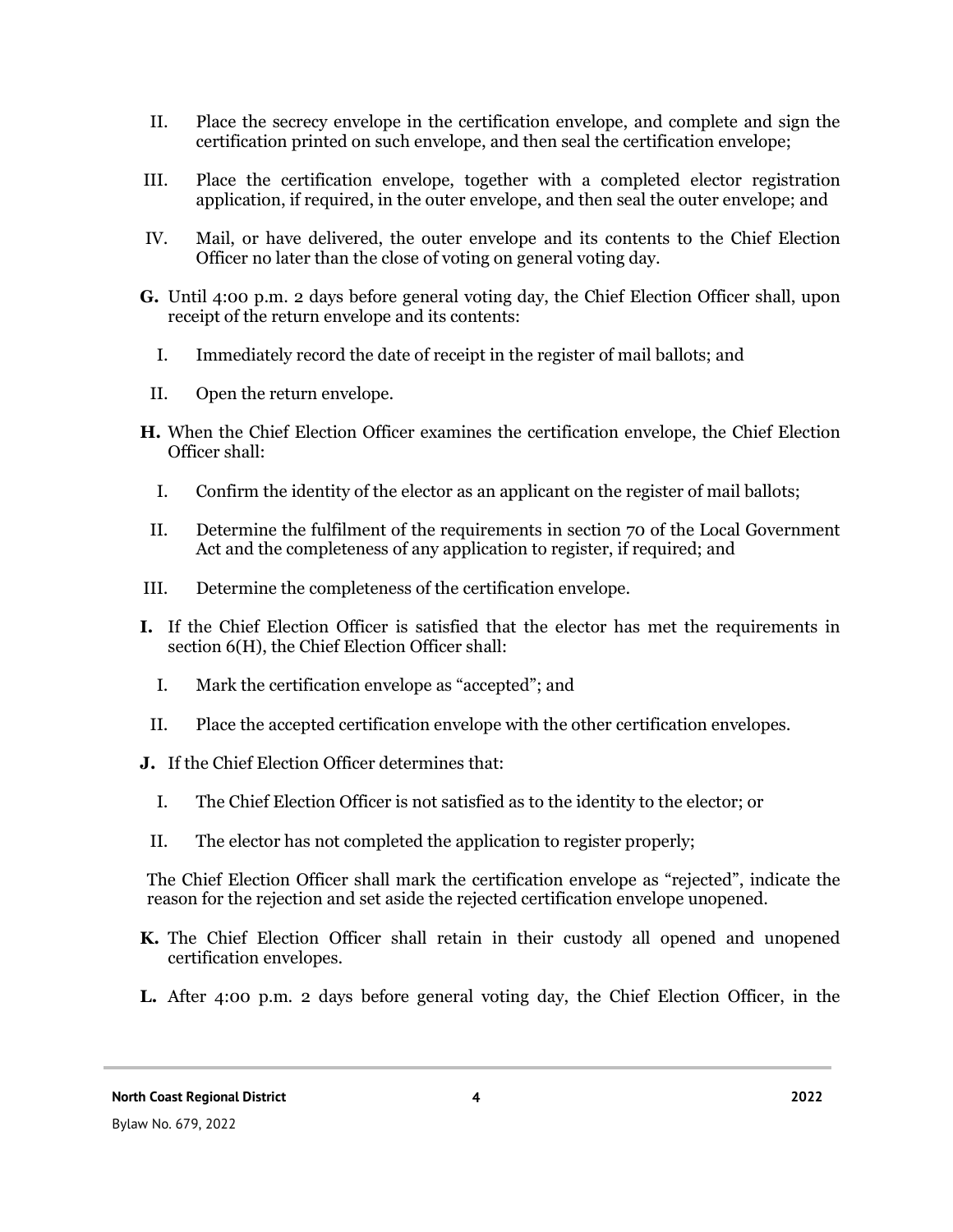II. Place the secrecy envelope in the certification envelope, and complete and sign the certification printed on such envelope, and then seal the certification envelope;

III. Place the certification envelope, together with a completed elector registration application, if required, in the outer envelope, and then seal the outer envelope; and

IV. Mail, or have delivered, the outer envelope and its contents to the Chief Election Officer no later than the close of voting on general voting day.

**G.** Until 4:00 p.m. 2 days before general voting day, the Chief Election Officer shall, upon receipt of the return envelope and its contents:

I. Immediately record the date of receipt in the register of mail ballots; and

II. Open the return envelope.

**H.** When the Chief Election Officer examines the certification envelope, the Chief Election Officer shall:

I. Confirm the identity of the elector as an applicant on the register of mail ballots;

II. Determine the fulfilment of the requirements in section 70 of the Local Government Act and the completeness of any application to register, if required; and

III. Determine the completeness of the certification envelope.

**I.** If the Chief Election Officer is satisfied that the elector has met the requirements in section 6(H), the Chief Election Officer shall:

I. Mark the certification envelope as "accepted"; and

II. Place the accepted certification envelope with the other certification envelopes.

**J.** If the Chief Election Officer determines that:

I. The Chief Election Officer is not satisfied as to the identity to the elector; or

II. The elector has not completed the application to register properly;

The Chief Election Officer shall mark the certification envelope as "rejected", indicate the reason for the rejection and set aside the rejected certification envelope unopened.

**K.** The Chief Election Officer shall retain in their custody all opened and unopened certification envelopes.

**L.** After 4:00 p.m. 2 days before general voting day, the Chief Election Officer, in the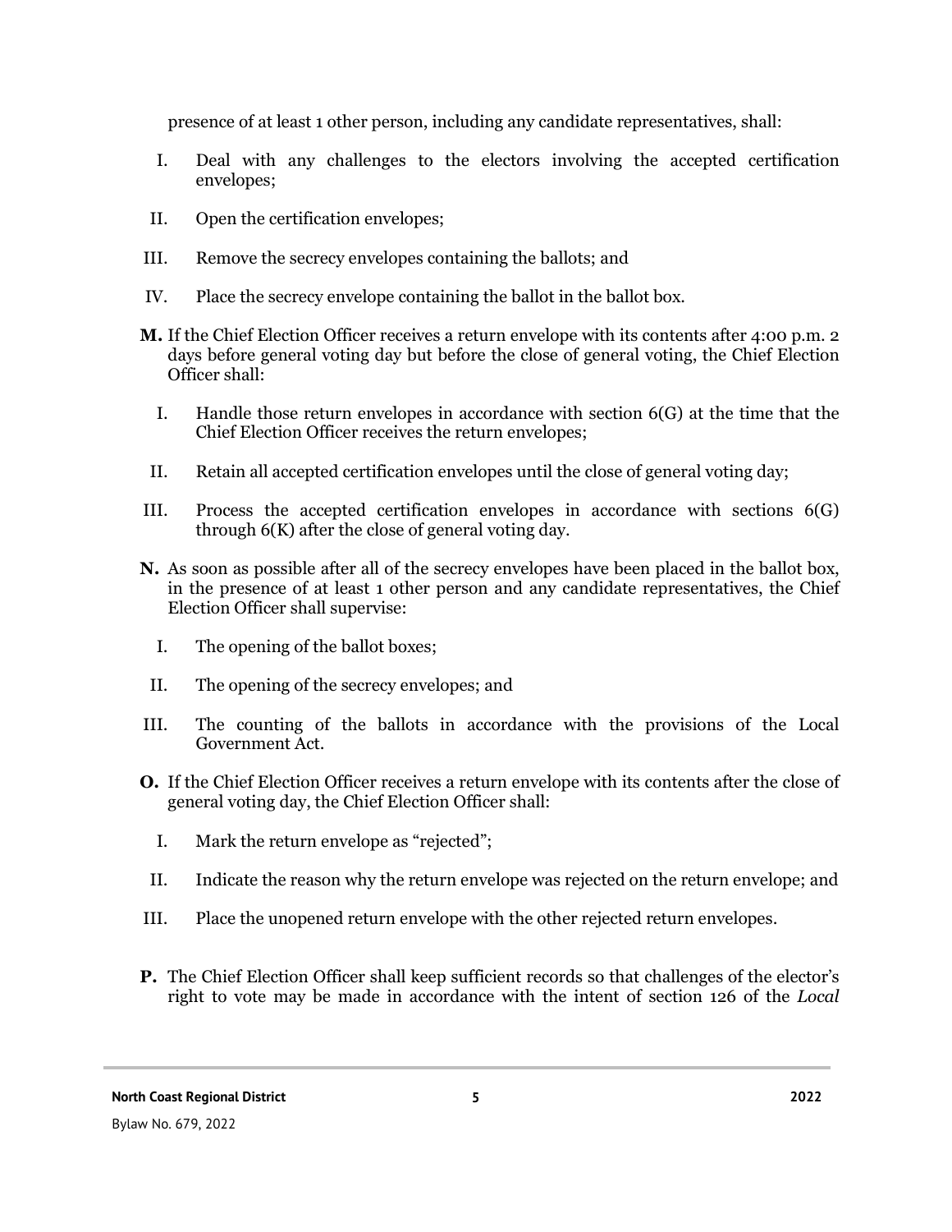presence of at least 1 other person, including any candidate representatives, shall:

I. Deal with any challenges to the electors involving the accepted certification envelopes;

II. Open the certification envelopes;

III. Remove the secrecy envelopes containing the ballots; and

IV. Place the secrecy envelope containing the ballot in the ballot box.

**M.** If the Chief Election Officer receives a return envelope with its contents after 4:00 p.m. 2 days before general voting day but before the close of general voting, the Chief Election Officer shall:

I. Handle those return envelopes in accordance with section 6(G) at the time that the Chief Election Officer receives the return envelopes;

II. Retain all accepted certification envelopes until the close of general voting day;

III. Process the accepted certification envelopes in accordance with sections 6(G) through 6(K) after the close of general voting day.

**N.** As soon as possible after all of the secrecy envelopes have been placed in the ballot box, in the presence of at least 1 other person and any candidate representatives, the Chief Election Officer shall supervise:

I. The opening of the ballot boxes;

II. The opening of the secrecy envelopes; and

III. The counting of the ballots in accordance with the provisions of the Local Government Act.

**O.** If the Chief Election Officer receives a return envelope with its contents after the close of general voting day, the Chief Election Officer shall:

I. Mark the return envelope as "rejected";

II. Indicate the reason why the return envelope was rejected on the return envelope; and

III. Place the unopened return envelope with the other rejected return envelopes.

**P.** The Chief Election Officer shall keep sufficient records so that challenges of the elector's right to vote may be made in accordance with the intent of section 126 of the *Local*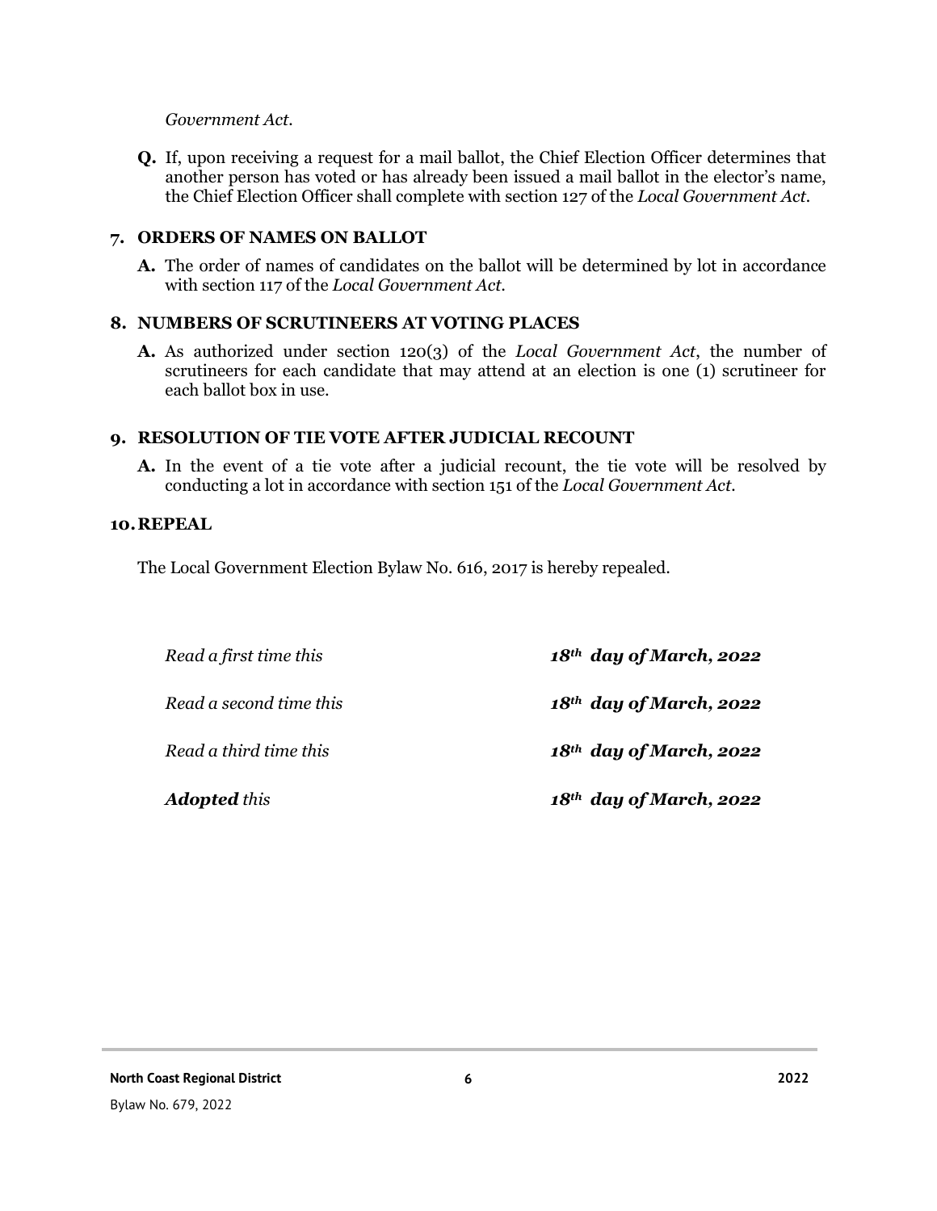*Government Act*.

**Q.** If, upon receiving a request for a mail ballot, the Chief Election Officer determines that another person has voted or has already been issued a mail ballot in the elector's name, the Chief Election Officer shall complete with section 127 of the *Local Government Act*.

## 7. ORDERS OF NAMES ON BALLOT

**A.** The order of names of candidates on the ballot will be determined by lot in accordance with section 117 of the *Local Government Act*.

## 8. NUMBERS OF SCRUTINEERS AT VOTING PLACES

**A.** As authorized under section 120(3) of the *Local Government Act*, the number of scrutineers for each candidate that may attend at an election is one (1) scrutineer for each ballot box in use.

## 9. RESOLUTION OF TIE VOTE AFTER JUDICIAL RECOUNT

**A.** In the event of a tie vote after a judicial recount, the tie vote will be resolved by conducting a lot in accordance with section 151 of the *Local Government Act*.

## 10. REPEAL

The Local Government Election Bylaw No. 616, 2017 is hereby repealed.

*Read a first time this* ***18th day of March, 2022***

*Read a second time this* ***18th day of March, 2022***

*Read a third time this* ***18th day of March, 2022***

***Adopted*** *this* ***18th day of March, 2022***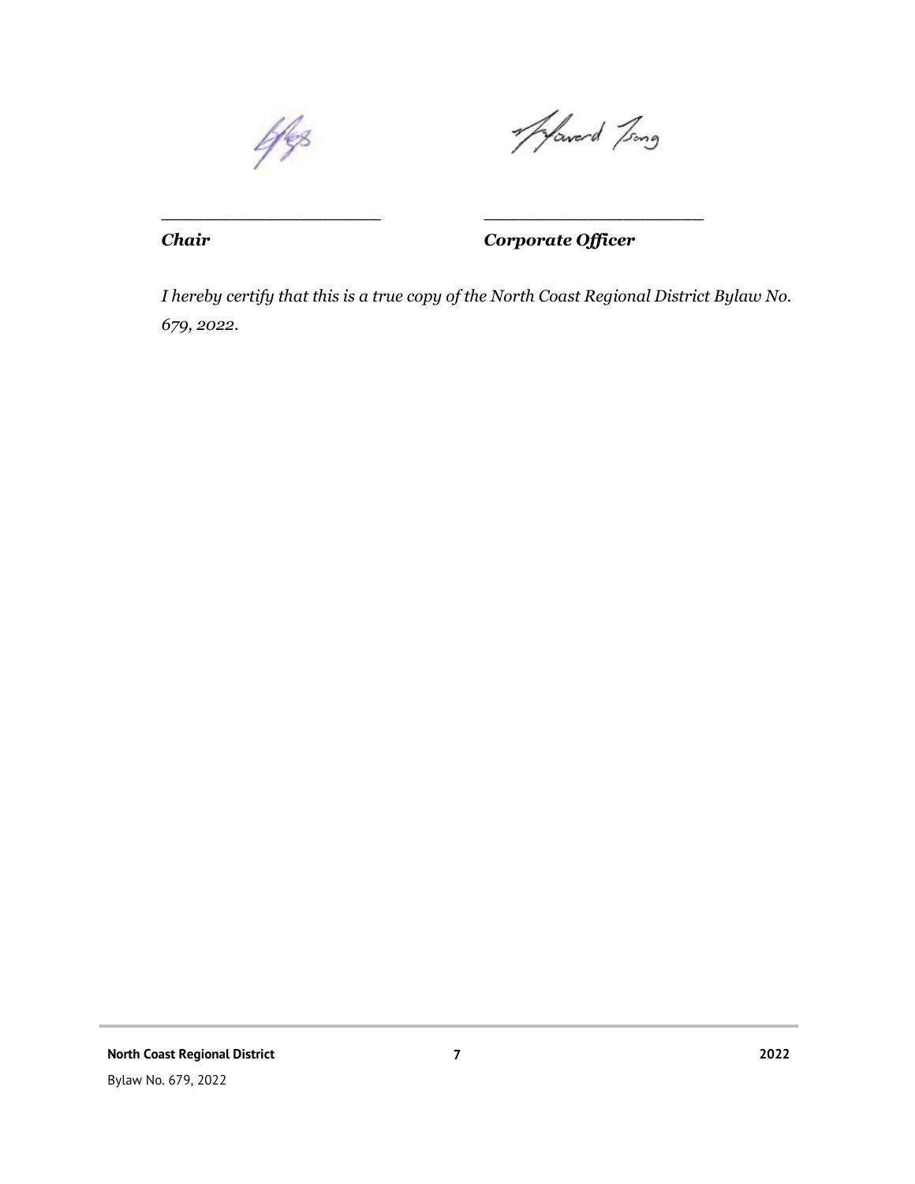\_\_\_\_\_\_\_\_\_\_\_\_\_\_\_\_\_\_\_\_\_\_ \_\_\_\_\_\_\_\_\_\_\_\_\_\_\_\_\_\_\_\_\_\_

***Chair*** ***Corporate Officer***

*I hereby certify that this is a true copy of the North Coast Regional District Bylaw No. 679, 2022.*